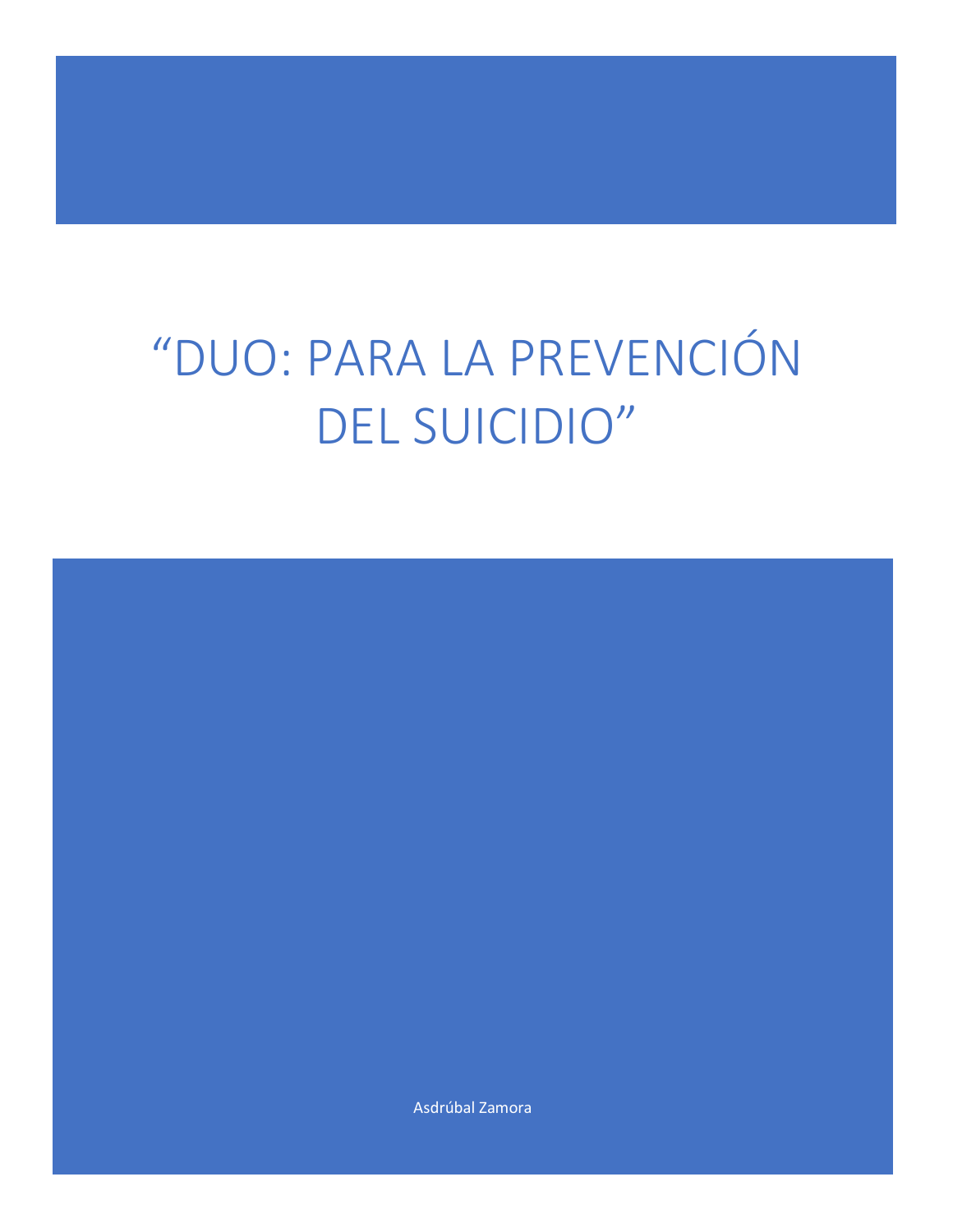# "DUO: PARA LA PREVENCIÓN DEL SUICIDIO"

Asdrúbal Zamora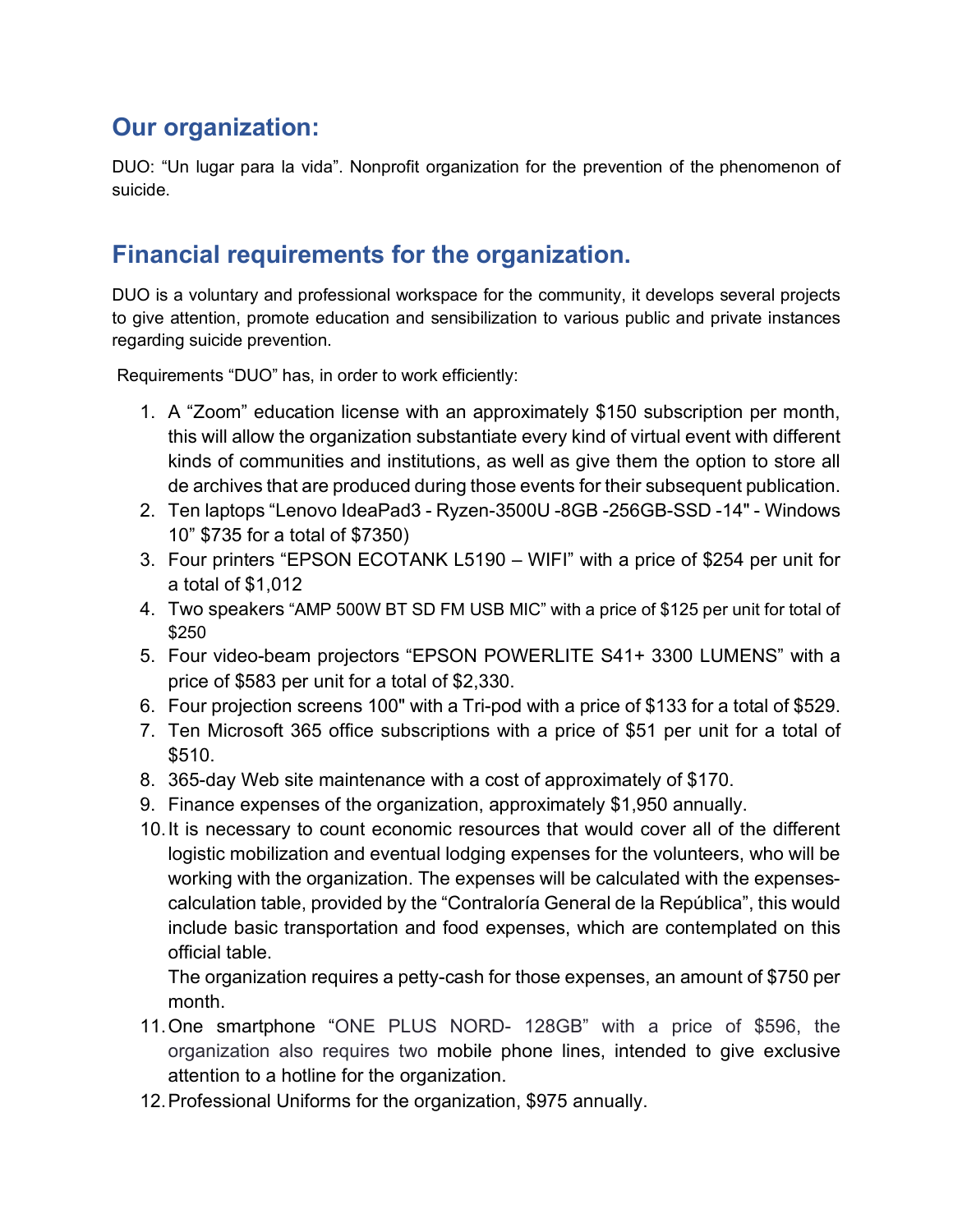## Our organization:

DUO: "Un lugar para la vida". Nonprofit organization for the prevention of the phenomenon of suicide.

## Financial requirements for the organization.

DUO is a voluntary and professional workspace for the community, it develops several projects to give attention, promote education and sensibilization to various public and private instances regarding suicide prevention.

Requirements "DUO" has, in order to work efficiently:

1. A "Zoom" education license with an approximately $150 subscription per month, this will allow the organization substantiate every kind of virtual event with different kinds of communities and institutions, as well as give them the option to store all de archives that are produced during those events for their subsequent publication.
2. Ten laptops "Lenovo IdeaPad3 - Ryzen-3500U -8GB -256GB-SSD -14" - Windows 10" $735 for a total of $7350)
3. Four printers "EPSON ECOTANK L5190 – WIFI" with a price of $254 per unit for a total of $1,012
4. Two speakers "AMP 500W BT SD FM USB MIC" with a price of $125 per unit for total of $250
5. Four video-beam projectors "EPSON POWERLITE S41+ 3300 LUMENS" with a price of $583 per unit for a total of $2,330.
6. Four projection screens 100" with a Tri-pod with a price of $133 for a total of $529.
7. Ten Microsoft 365 office subscriptions with a price of $51 per unit for a total of $510.
8. 365-day Web site maintenance with a cost of approximately of $170.
9. Finance expenses of the organization, approximately $1,950 annually.
10. It is necessary to count economic resources that would cover all of the different logistic mobilization and eventual lodging expenses for the volunteers, who will be working with the organization. The expenses will be calculated with the expenses-calculation table, provided by the "Contraloría General de la República", this would include basic transportation and food expenses, which are contemplated on this official table.

    The organization requires a petty-cash for those expenses, an amount of $750 per month.
11. One smartphone "ONE PLUS NORD- 128GB" with a price of $596, the organization also requires two mobile phone lines, intended to give exclusive attention to a hotline for the organization.
12. Professional Uniforms for the organization, $975 annually.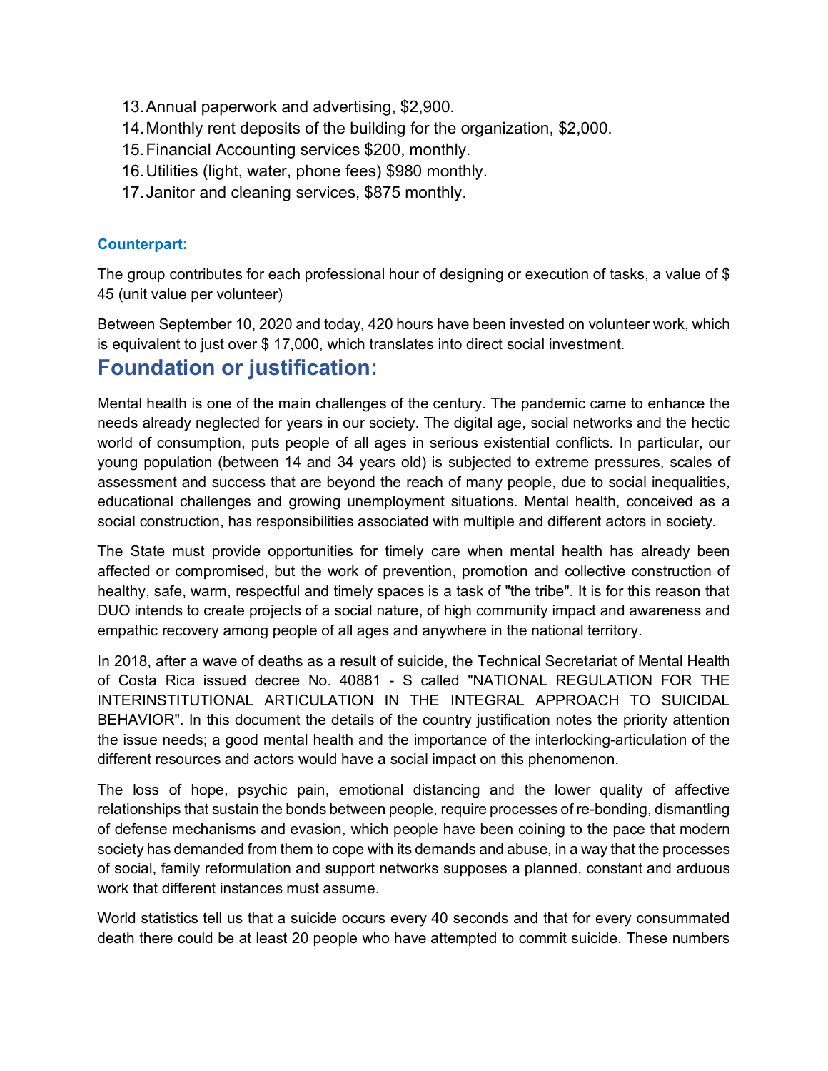13. Annual paperwork and advertising, $2,900.
14. Monthly rent deposits of the building for the organization, $2,000.
15. Financial Accounting services $200, monthly.
16. Utilities (light, water, phone fees) $980 monthly.
17. Janitor and cleaning services, $875 monthly.

### Counterpart:

The group contributes for each professional hour of designing or execution of tasks, a value of $ 45 (unit value per volunteer)

Between September 10, 2020 and today, 420 hours have been invested on volunteer work, which is equivalent to just over $ 17,000, which translates into direct social investment.

## Foundation or justification:

Mental health is one of the main challenges of the century. The pandemic came to enhance the needs already neglected for years in our society. The digital age, social networks and the hectic world of consumption, puts people of all ages in serious existential conflicts. In particular, our young population (between 14 and 34 years old) is subjected to extreme pressures, scales of assessment and success that are beyond the reach of many people, due to social inequalities, educational challenges and growing unemployment situations. Mental health, conceived as a social construction, has responsibilities associated with multiple and different actors in society.

The State must provide opportunities for timely care when mental health has already been affected or compromised, but the work of prevention, promotion and collective construction of healthy, safe, warm, respectful and timely spaces is a task of "the tribe". It is for this reason that DUO intends to create projects of a social nature, of high community impact and awareness and empathic recovery among people of all ages and anywhere in the national territory.

In 2018, after a wave of deaths as a result of suicide, the Technical Secretariat of Mental Health of Costa Rica issued decree No. 40881 - S called "NATIONAL REGULATION FOR THE INTERINSTITUTIONAL ARTICULATION IN THE INTEGRAL APPROACH TO SUICIDAL BEHAVIOR". In this document the details of the country justification notes the priority attention the issue needs; a good mental health and the importance of the interlocking-articulation of the different resources and actors would have a social impact on this phenomenon.

The loss of hope, psychic pain, emotional distancing and the lower quality of affective relationships that sustain the bonds between people, require processes of re-bonding, dismantling of defense mechanisms and evasion, which people have been coining to the pace that modern society has demanded from them to cope with its demands and abuse, in a way that the processes of social, family reformulation and support networks supposes a planned, constant and arduous work that different instances must assume.

World statistics tell us that a suicide occurs every 40 seconds and that for every consummated death there could be at least 20 people who have attempted to commit suicide. These numbers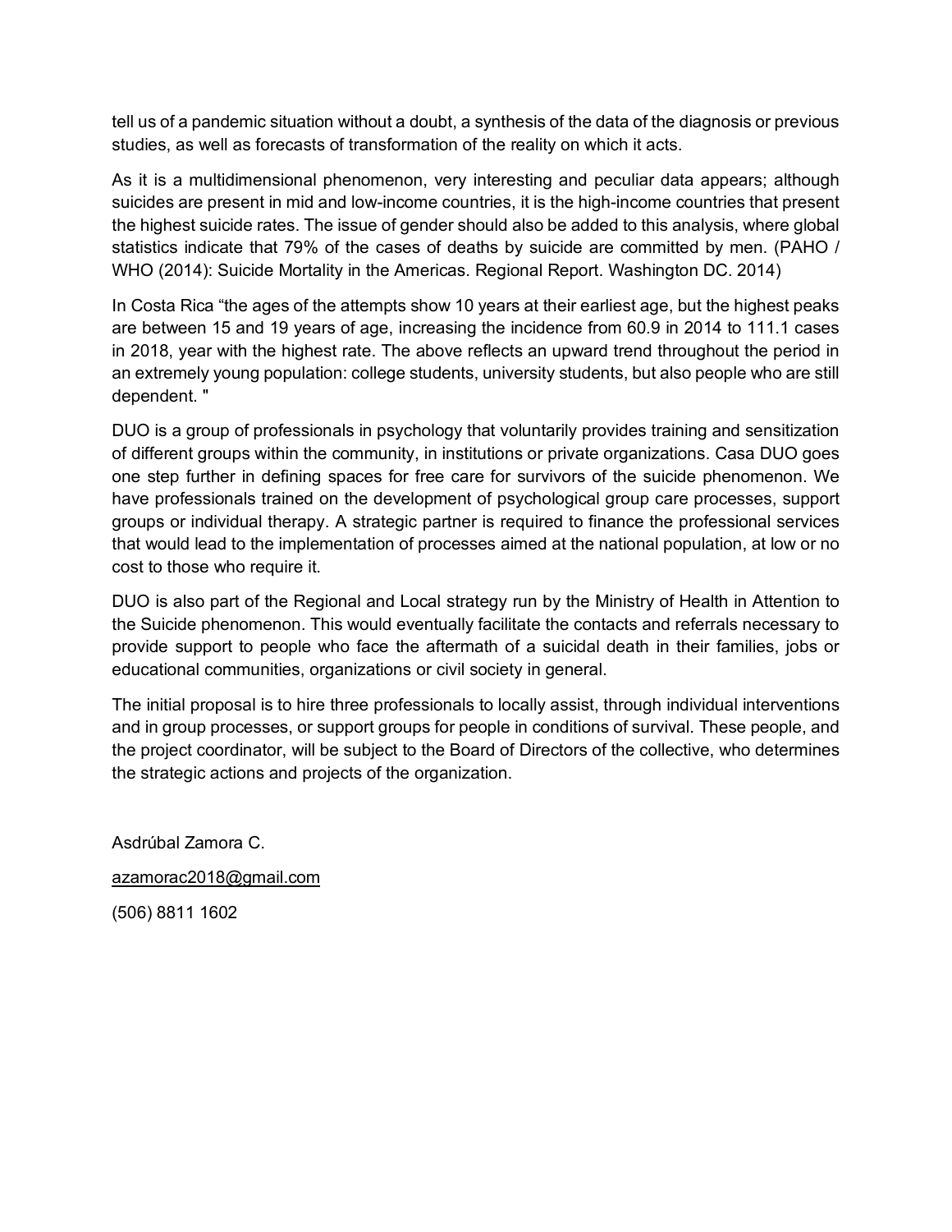tell us of a pandemic situation without a doubt, a synthesis of the data of the diagnosis or previous studies, as well as forecasts of transformation of the reality on which it acts.

As it is a multidimensional phenomenon, very interesting and peculiar data appears; although suicides are present in mid and low-income countries, it is the high-income countries that present the highest suicide rates. The issue of gender should also be added to this analysis, where global statistics indicate that 79% of the cases of deaths by suicide are committed by men. (PAHO / WHO (2014): Suicide Mortality in the Americas. Regional Report. Washington DC. 2014)

In Costa Rica "the ages of the attempts show 10 years at their earliest age, but the highest peaks are between 15 and 19 years of age, increasing the incidence from 60.9 in 2014 to 111.1 cases in 2018, year with the highest rate. The above reflects an upward trend throughout the period in an extremely young population: college students, university students, but also people who are still dependent. "

DUO is a group of professionals in psychology that voluntarily provides training and sensitization of different groups within the community, in institutions or private organizations. Casa DUO goes one step further in defining spaces for free care for survivors of the suicide phenomenon. We have professionals trained on the development of psychological group care processes, support groups or individual therapy. A strategic partner is required to finance the professional services that would lead to the implementation of processes aimed at the national population, at low or no cost to those who require it.

DUO is also part of the Regional and Local strategy run by the Ministry of Health in Attention to the Suicide phenomenon. This would eventually facilitate the contacts and referrals necessary to provide support to people who face the aftermath of a suicidal death in their families, jobs or educational communities, organizations or civil society in general.

The initial proposal is to hire three professionals to locally assist, through individual interventions and in group processes, or support groups for people in conditions of survival. These people, and the project coordinator, will be subject to the Board of Directors of the collective, who determines the strategic actions and projects of the organization.

Asdrúbal Zamora C.

azamorac2018@gmail.com

(506) 8811 1602